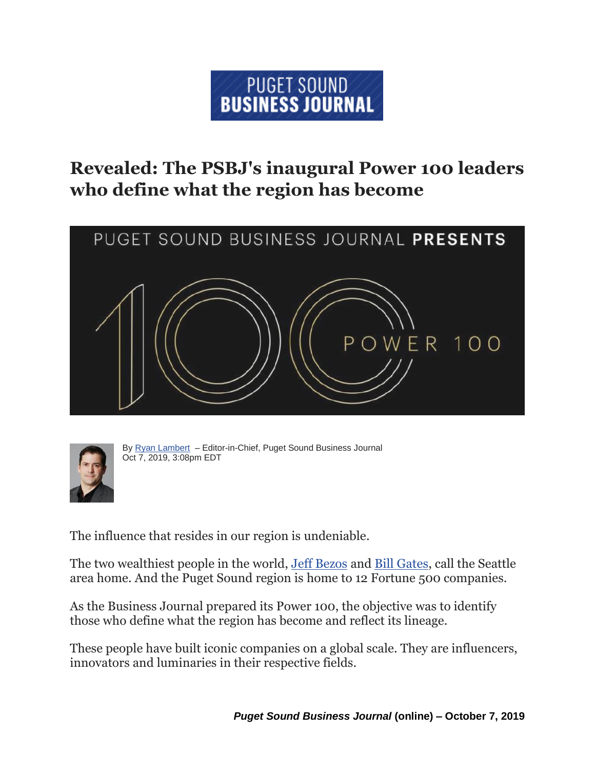PUGET SOUND BUSINESS JOURNAL

# Revealed: The PSBJ's inaugural Power 100 leaders who define what the region has become

PUGET SOUND BUSINESS JOURNAL **PRESENTS**

POWER 100

By Ryan Lambert – Editor-in-Chief, Puget Sound Business Journal
Oct 7, 2019, 3:08pm EDT

The influence that resides in our region is undeniable.

The two wealthiest people in the world, Jeff Bezos and Bill Gates, call the Seattle area home. And the Puget Sound region is home to 12 Fortune 500 companies.

As the Business Journal prepared its Power 100, the objective was to identify those who define what the region has become and reflect its lineage.

These people have built iconic companies on a global scale. They are influencers, innovators and luminaries in their respective fields.

***Puget Sound Business Journal* (online) – October 7, 2019**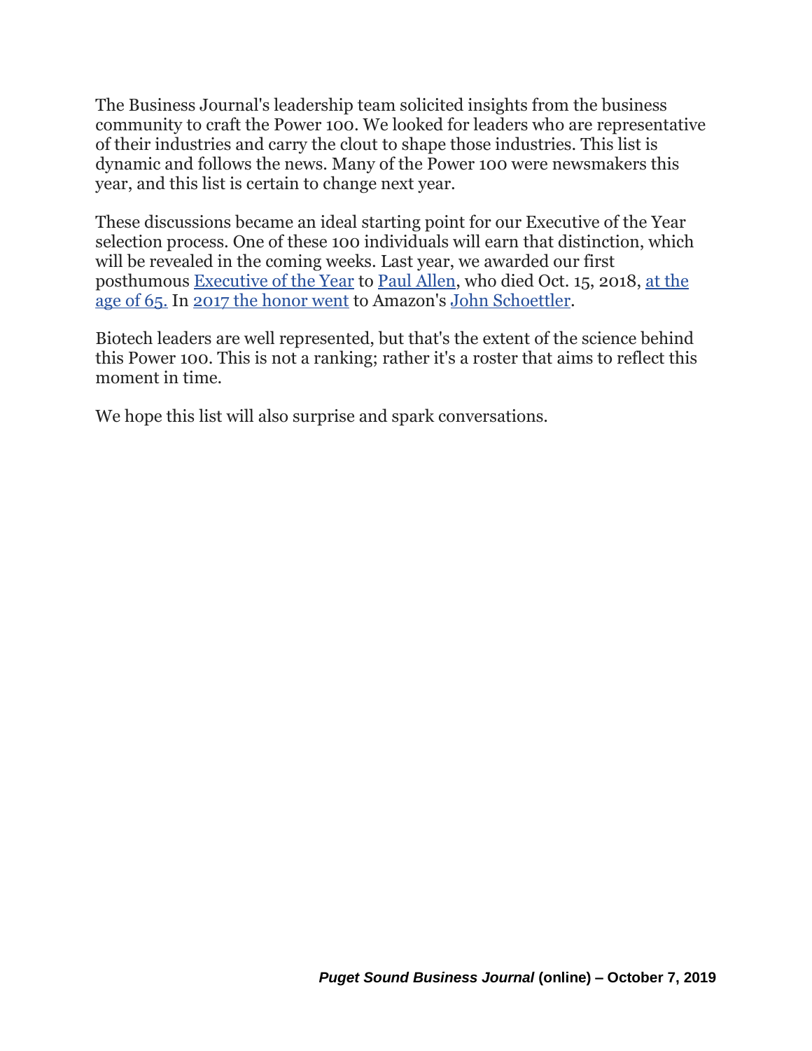The Business Journal's leadership team solicited insights from the business community to craft the Power 100. We looked for leaders who are representative of their industries and carry the clout to shape those industries. This list is dynamic and follows the news. Many of the Power 100 were newsmakers this year, and this list is certain to change next year.

These discussions became an ideal starting point for our Executive of the Year selection process. One of these 100 individuals will earn that distinction, which will be revealed in the coming weeks. Last year, we awarded our first posthumous Executive of the Year to Paul Allen, who died Oct. 15, 2018, at the age of 65. In 2017 the honor went to Amazon's John Schoettler.

Biotech leaders are well represented, but that's the extent of the science behind this Power 100. This is not a ranking; rather it's a roster that aims to reflect this moment in time.

We hope this list will also surprise and spark conversations.

***Puget Sound Business Journal* (online) – October 7, 2019**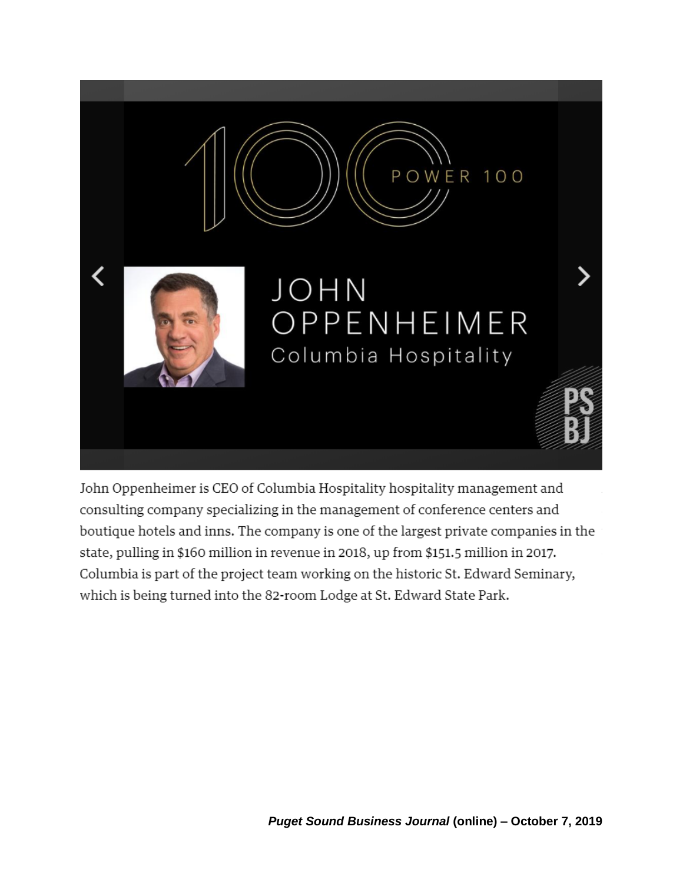POWER 100

JOHN OPPENHEIMER

Columbia Hospitality

John Oppenheimer is CEO of Columbia Hospitality hospitality management and consulting company specializing in the management of conference centers and boutique hotels and inns. The company is one of the largest private companies in the state, pulling in $160 million in revenue in 2018, up from $151.5 million in 2017. Columbia is part of the project team working on the historic St. Edward Seminary, which is being turned into the 82-room Lodge at St. Edward State Park.

***Puget Sound Business Journal* (online) – October 7, 2019**